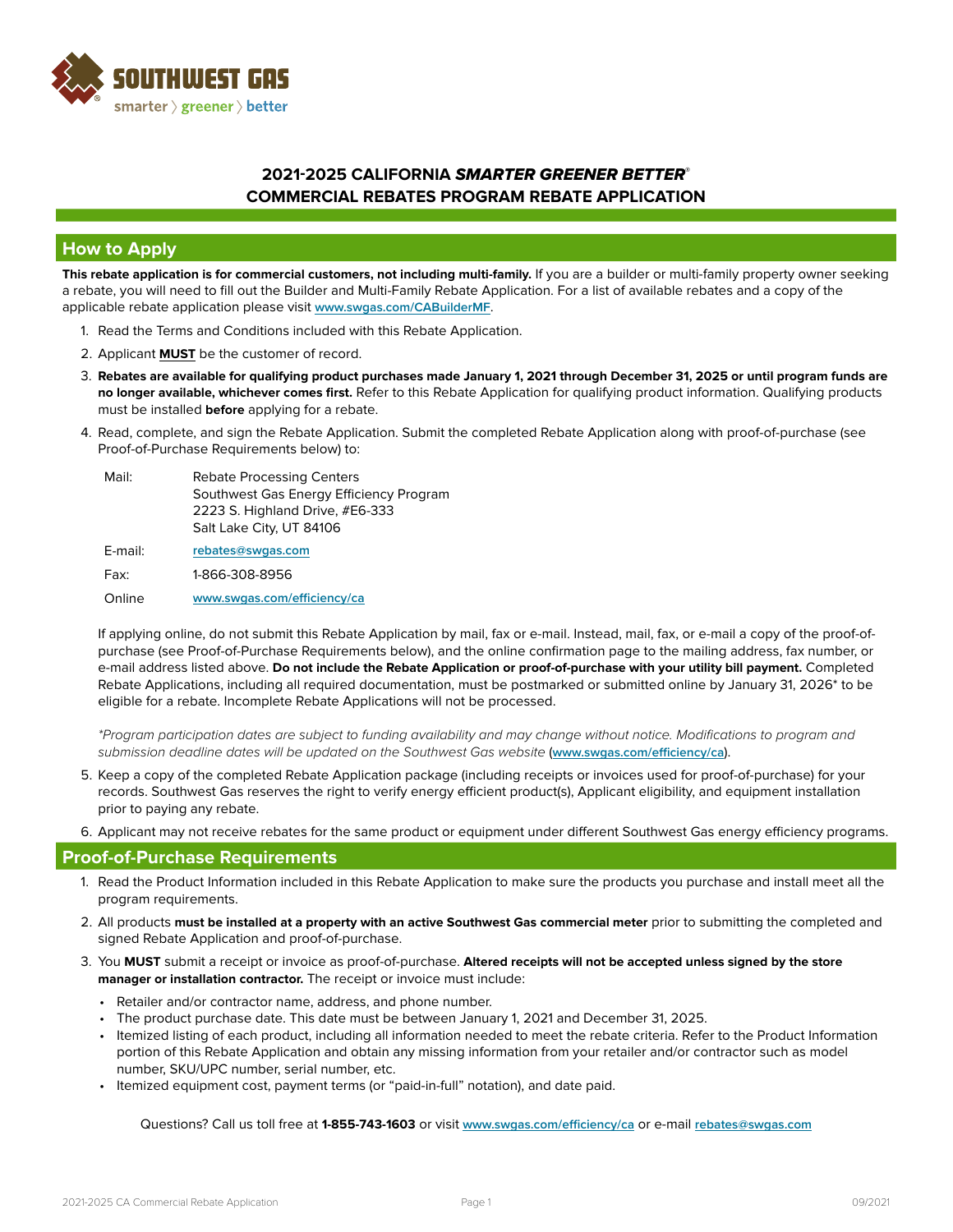SOUTHWEST GAS

smarter 〉 greener 〉 better

# 2021-2025 CALIFORNIA *SMARTER GREENER BETTER*® COMMERCIAL REBATES PROGRAM REBATE APPLICATION

## How to Apply

**This rebate application is for commercial customers, not including multi-family.** If you are a builder or multi-family property owner seeking a rebate, you will need to fill out the Builder and Multi-Family Rebate Application. For a list of available rebates and a copy of the applicable rebate application please visit www.swgas.com/CABuilderMF.

1. Read the Terms and Conditions included with this Rebate Application.
2. Applicant **MUST** be the customer of record.
3. **Rebates are available for qualifying product purchases made January 1, 2021 through December 31, 2025 or until program funds are no longer available, whichever comes first.** Refer to this Rebate Application for qualifying product information. Qualifying products must be installed **before** applying for a rebate.
4. Read, complete, and sign the Rebate Application. Submit the completed Rebate Application along with proof-of-purchase (see Proof-of-Purchase Requirements below) to:

   | | |
   |---|---|
   | Mail: | Rebate Processing Centers<br>Southwest Gas Energy Efficiency Program<br>2223 S. Highland Drive, #E6-333<br>Salt Lake City, UT 84106 |
   | E-mail: | rebates@swgas.com |
   | Fax: | 1-866-308-8956 |
   | Online | www.swgas.com/efficiency/ca |

   If applying online, do not submit this Rebate Application by mail, fax or e-mail. Instead, mail, fax, or e-mail a copy of the proof-of-purchase (see Proof-of-Purchase Requirements below), and the online confirmation page to the mailing address, fax number, or e-mail address listed above. **Do not include the Rebate Application or proof-of-purchase with your utility bill payment.** Completed Rebate Applications, including all required documentation, must be postmarked or submitted online by January 31, 2026* to be eligible for a rebate. Incomplete Rebate Applications will not be processed.

   *\*Program participation dates are subject to funding availability and may change without notice. Modifications to program and submission deadline dates will be updated on the Southwest Gas website* (www.swgas.com/efficiency/ca).

5. Keep a copy of the completed Rebate Application package (including receipts or invoices used for proof-of-purchase) for your records. Southwest Gas reserves the right to verify energy efficient product(s), Applicant eligibility, and equipment installation prior to paying any rebate.
6. Applicant may not receive rebates for the same product or equipment under different Southwest Gas energy efficiency programs.

## Proof-of-Purchase Requirements

1. Read the Product Information included in this Rebate Application to make sure the products you purchase and install meet all the program requirements.
2. All products **must be installed at a property with an active Southwest Gas commercial meter** prior to submitting the completed and signed Rebate Application and proof-of-purchase.
3. You **MUST** submit a receipt or invoice as proof-of-purchase. **Altered receipts will not be accepted unless signed by the store manager or installation contractor.** The receipt or invoice must include:
   - Retailer and/or contractor name, address, and phone number.
   - The product purchase date. This date must be between January 1, 2021 and December 31, 2025.
   - Itemized listing of each product, including all information needed to meet the rebate criteria. Refer to the Product Information portion of this Rebate Application and obtain any missing information from your retailer and/or contractor such as model number, SKU/UPC number, serial number, etc.
   - Itemized equipment cost, payment terms (or "paid-in-full" notation), and date paid.

Questions? Call us toll free at **1-855-743-1603** or visit www.swgas.com/efficiency/ca or e-mail rebates@swgas.com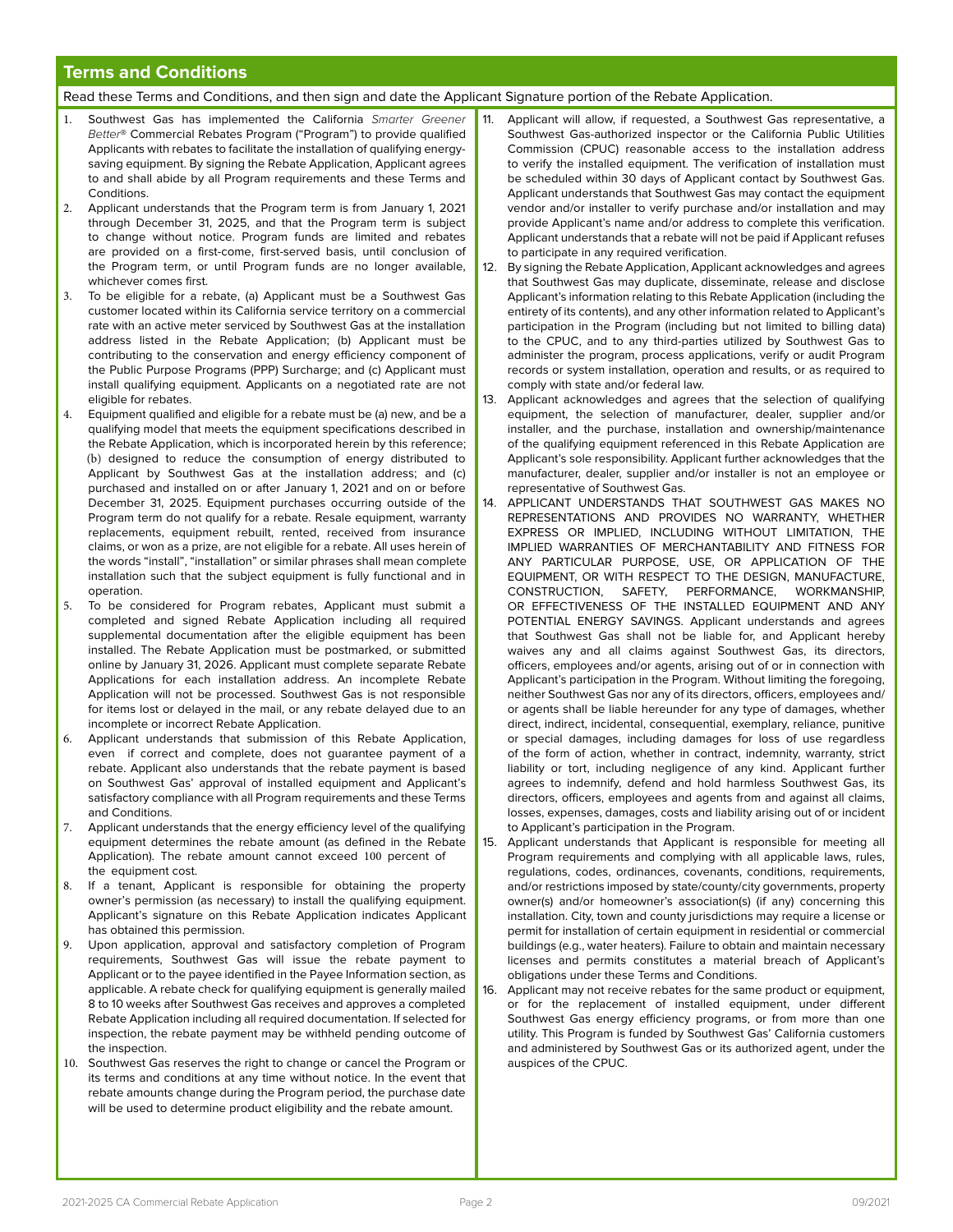## Terms and Conditions

Read these Terms and Conditions, and then sign and date the Applicant Signature portion of the Rebate Application.

1. Southwest Gas has implemented the California *Smarter Greener Better®* Commercial Rebates Program ("Program") to provide qualified Applicants with rebates to facilitate the installation of qualifying energy-saving equipment. By signing the Rebate Application, Applicant agrees to and shall abide by all Program requirements and these Terms and Conditions.
2. Applicant understands that the Program term is from January 1, 2021 through December 31, 2025, and that the Program term is subject to change without notice. Program funds are limited and rebates are provided on a first-come, first-served basis, until conclusion of the Program term, or until Program funds are no longer available, whichever comes first.
3. To be eligible for a rebate, (a) Applicant must be a Southwest Gas customer located within its California service territory on a commercial rate with an active meter serviced by Southwest Gas at the installation address listed in the Rebate Application; (b) Applicant must be contributing to the conservation and energy efficiency component of the Public Purpose Programs (PPP) Surcharge; and (c) Applicant must install qualifying equipment. Applicants on a negotiated rate are not eligible for rebates.
4. Equipment qualified and eligible for a rebate must be (a) new, and be a qualifying model that meets the equipment specifications described in the Rebate Application, which is incorporated herein by this reference; (b) designed to reduce the consumption of energy distributed to Applicant by Southwest Gas at the installation address; and (c) purchased and installed on or after January 1, 2021 and on or before December 31, 2025. Equipment purchases occurring outside of the Program term do not qualify for a rebate. Resale equipment, warranty replacements, equipment rebuilt, rented, received from insurance claims, or won as a prize, are not eligible for a rebate. All uses herein of the words "install", "installation" or similar phrases shall mean complete installation such that the subject equipment is fully functional and in operation.
5. To be considered for Program rebates, Applicant must submit a completed and signed Rebate Application including all required supplemental documentation after the eligible equipment has been installed. The Rebate Application must be postmarked, or submitted online by January 31, 2026. Applicant must complete separate Rebate Applications for each installation address. An incomplete Rebate Application will not be processed. Southwest Gas is not responsible for items lost or delayed in the mail, or any rebate delayed due to an incomplete or incorrect Rebate Application.
6. Applicant understands that submission of this Rebate Application, even if correct and complete, does not guarantee payment of a rebate. Applicant also understands that the rebate payment is based on Southwest Gas' approval of installed equipment and Applicant's satisfactory compliance with all Program requirements and these Terms and Conditions.
7. Applicant understands that the energy efficiency level of the qualifying equipment determines the rebate amount (as defined in the Rebate Application). The rebate amount cannot exceed 100 percent of the equipment cost.
8. If a tenant, Applicant is responsible for obtaining the property owner's permission (as necessary) to install the qualifying equipment. Applicant's signature on this Rebate Application indicates Applicant has obtained this permission.
9. Upon application, approval and satisfactory completion of Program requirements, Southwest Gas will issue the rebate payment to Applicant or to the payee identified in the Payee Information section, as applicable. A rebate check for qualifying equipment is generally mailed 8 to 10 weeks after Southwest Gas receives and approves a completed Rebate Application including all required documentation. If selected for inspection, the rebate payment may be withheld pending outcome of the inspection.
10. Southwest Gas reserves the right to change or cancel the Program or its terms and conditions at any time without notice. In the event that rebate amounts change during the Program period, the purchase date will be used to determine product eligibility and the rebate amount.
11. Applicant will allow, if requested, a Southwest Gas representative, a Southwest Gas-authorized inspector or the California Public Utilities Commission (CPUC) reasonable access to the installation address to verify the installed equipment. The verification of installation must be scheduled within 30 days of Applicant contact by Southwest Gas. Applicant understands that Southwest Gas may contact the equipment vendor and/or installer to verify purchase and/or installation and may provide Applicant's name and/or address to complete this verification. Applicant understands that a rebate will not be paid if Applicant refuses to participate in any required verification.
12. By signing the Rebate Application, Applicant acknowledges and agrees that Southwest Gas may duplicate, disseminate, release and disclose Applicant's information relating to this Rebate Application (including the entirety of its contents), and any other information related to Applicant's participation in the Program (including but not limited to billing data) to the CPUC, and to any third-parties utilized by Southwest Gas to administer the program, process applications, verify or audit Program records or system installation, operation and results, or as required to comply with state and/or federal law.
13. Applicant acknowledges and agrees that the selection of qualifying equipment, the selection of manufacturer, dealer, supplier and/or installer, and the purchase, installation and ownership/maintenance of the qualifying equipment referenced in this Rebate Application are Applicant's sole responsibility. Applicant further acknowledges that the manufacturer, dealer, supplier and/or installer is not an employee or representative of Southwest Gas.
14. APPLICANT UNDERSTANDS THAT SOUTHWEST GAS MAKES NO REPRESENTATIONS AND PROVIDES NO WARRANTY, WHETHER EXPRESS OR IMPLIED, INCLUDING WITHOUT LIMITATION, THE IMPLIED WARRANTIES OF MERCHANTABILITY AND FITNESS FOR ANY PARTICULAR PURPOSE, USE, OR APPLICATION OF THE EQUIPMENT, OR WITH RESPECT TO THE DESIGN, MANUFACTURE, CONSTRUCTION, SAFETY, PERFORMANCE, WORKMANSHIP, OR EFFECTIVENESS OF THE INSTALLED EQUIPMENT AND ANY POTENTIAL ENERGY SAVINGS. Applicant understands and agrees that Southwest Gas shall not be liable for, and Applicant hereby waives any and all claims against Southwest Gas, its directors, officers, employees and/or agents, arising out of or in connection with Applicant's participation in the Program. Without limiting the foregoing, neither Southwest Gas nor any of its directors, officers, employees and/or agents shall be liable hereunder for any type of damages, whether direct, indirect, incidental, consequential, exemplary, reliance, punitive or special damages, including damages for loss of use regardless of the form of action, whether in contract, indemnity, warranty, strict liability or tort, including negligence of any kind. Applicant further agrees to indemnify, defend and hold harmless Southwest Gas, its directors, officers, employees and agents from and against all claims, losses, expenses, damages, costs and liability arising out of or incident to Applicant's participation in the Program.
15. Applicant understands that Applicant is responsible for meeting all Program requirements and complying with all applicable laws, rules, regulations, codes, ordinances, covenants, conditions, requirements, and/or restrictions imposed by state/county/city governments, property owner(s) and/or homeowner's association(s) (if any) concerning this installation. City, town and county jurisdictions may require a license or permit for installation of certain equipment in residential or commercial buildings (e.g., water heaters). Failure to obtain and maintain necessary licenses and permits constitutes a material breach of Applicant's obligations under these Terms and Conditions.
16. Applicant may not receive rebates for the same product or equipment, or for the replacement of installed equipment, under different Southwest Gas energy efficiency programs, or from more than one utility. This Program is funded by Southwest Gas' California customers and administered by Southwest Gas or its authorized agent, under the auspices of the CPUC.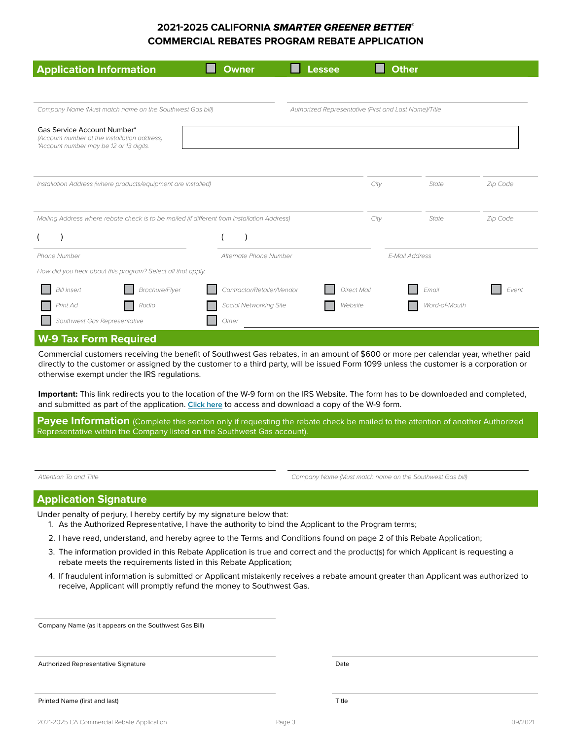# 2021-2025 CALIFORNIA *SMARTER GREENER BETTER*®
# COMMERCIAL REBATES PROGRAM REBATE APPLICATION

## Application Information

☐ Owner ☐ Lessee ☐ Other

*Company Name (Must match name on the Southwest Gas bill)*

*Authorized Representative (First and Last Name)/Title*

Gas Service Account Number*
*(Account number at the installation address)*
*\*Account number may be 12 or 13 digits.*

*Installation Address (where products/equipment are installed)* | *City* | *State* | *Zip Code*

*Mailing Address where rebate check is to be mailed (if different from Installation Address)* | *City* | *State* | *Zip Code*

( ) *Phone Number*

( ) *Alternate Phone Number*

*E-Mail Address*

*How did you hear about this program? Select all that apply.*

- ☐ *Bill Insert*
- ☐ *Brochure/Flyer*
- ☐ *Contractor/Retailer/Vendor*
- ☐ *Direct Mail*
- ☐ *Email*
- ☐ *Event*
- ☐ *Print Ad*
- ☐ *Radio*
- ☐ *Social Networking Site*
- ☐ *Website*
- ☐ *Word-of-Mouth*
- ☐ *Southwest Gas Representative*
- ☐ *Other* ________

## W-9 Tax Form Required

Commercial customers receiving the benefit of Southwest Gas rebates, in an amount of $600 or more per calendar year, whether paid directly to the customer or assigned by the customer to a third party, will be issued Form 1099 unless the customer is a corporation or otherwise exempt under the IRS regulations.

**Important:** This link redirects you to the location of the W-9 form on the IRS Website. The form has to be downloaded and completed, and submitted as part of the application. [Click here] to access and download a copy of the W-9 form.

## Payee Information (Complete this section only if requesting the rebate check be mailed to the attention of another Authorized Representative within the Company listed on the Southwest Gas account).

*Attention To and Title*

*Company Name (Must match name on the Southwest Gas bill)*

## Application Signature

Under penalty of perjury, I hereby certify by my signature below that:

1. As the Authorized Representative, I have the authority to bind the Applicant to the Program terms;
2. I have read, understand, and hereby agree to the Terms and Conditions found on page 2 of this Rebate Application;
3. The information provided in this Rebate Application is true and correct and the product(s) for which Applicant is requesting a rebate meets the requirements listed in this Rebate Application;
4. If fraudulent information is submitted or Applicant mistakenly receives a rebate amount greater than Applicant was authorized to receive, Applicant will promptly refund the money to Southwest Gas.

Company Name (as it appears on the Southwest Gas Bill)

Authorized Representative Signature | Date

Printed Name (first and last) | Title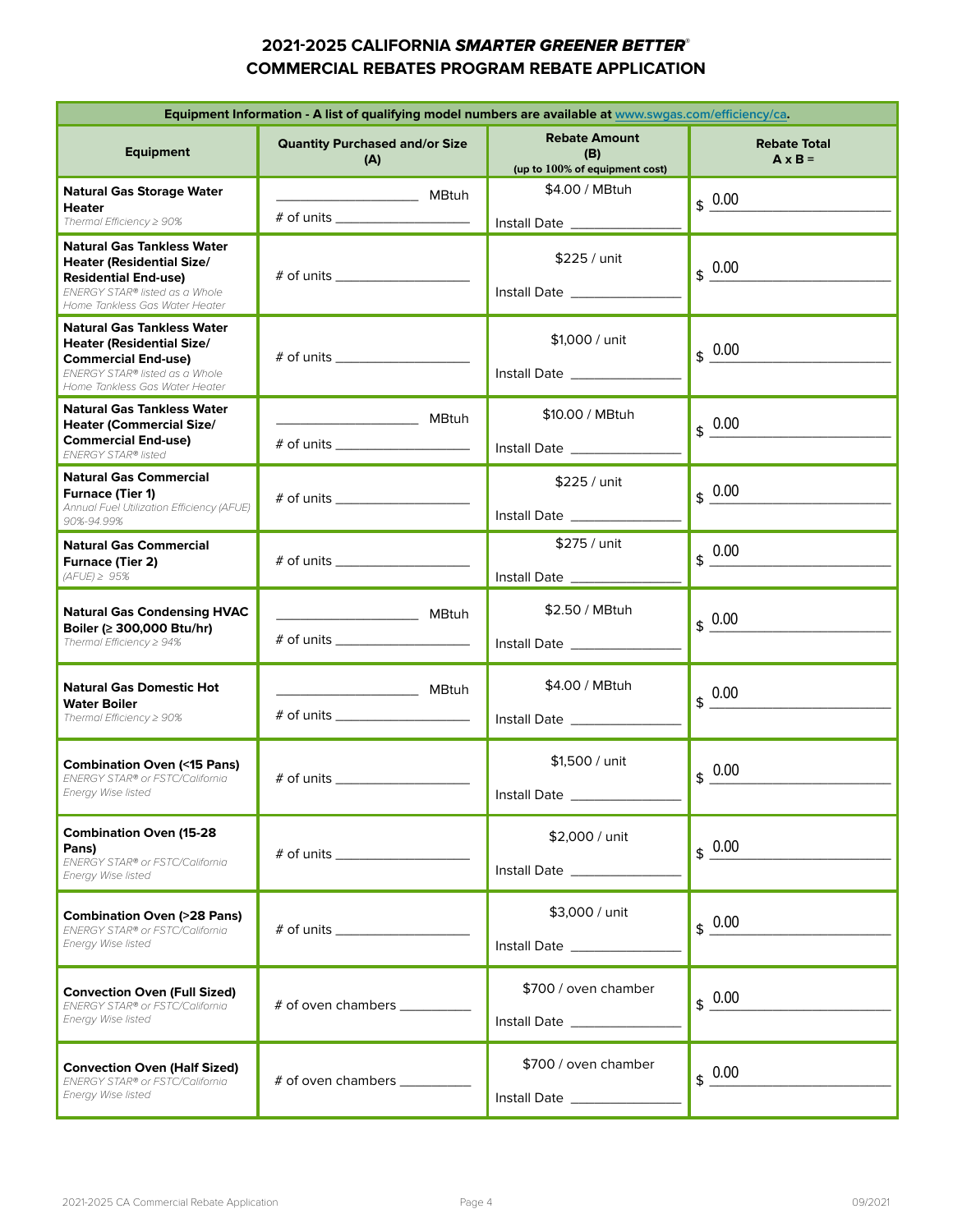# 2021-2025 CALIFORNIA *SMARTER GREENER BETTER*®
# COMMERCIAL REBATES PROGRAM REBATE APPLICATION

| Equipment Information - A list of qualifying model numbers are available at www.swgas.com/efficiency/ca. | | | |
|---|---|---|---|
| **Equipment** | **Quantity Purchased and/or Size (A)** | **Rebate Amount (B)** (up to 100% of equipment cost) | **Rebate Total A x B =** |
| **Natural Gas Storage Water Heater** *Thermal Efficiency ≥ 90%* | ______ MBtuh<br># of units ______ | $4.00 / MBtuh<br>Install Date ______ | $ 0.00 |
| **Natural Gas Tankless Water Heater (Residential Size/ Residential End-use)** *ENERGY STAR® listed as a Whole Home Tankless Gas Water Heater* | # of units ______ | $225 / unit<br>Install Date ______ | $ 0.00 |
| **Natural Gas Tankless Water Heater (Residential Size/ Commercial End-use)** *ENERGY STAR® listed as a Whole Home Tankless Gas Water Heater* | # of units ______ | $1,000 / unit<br>Install Date ______ | $ 0.00 |
| **Natural Gas Tankless Water Heater (Commercial Size/ Commercial End-use)** *ENERGY STAR® listed* | ______ MBtuh<br># of units ______ | $10.00 / MBtuh<br>Install Date ______ | $ 0.00 |
| **Natural Gas Commercial Furnace (Tier 1)** *Annual Fuel Utilization Efficiency (AFUE) 90%-94.99%* | # of units ______ | $225 / unit<br>Install Date ______ | $ 0.00 |
| **Natural Gas Commercial Furnace (Tier 2)** *(AFUE) ≥ 95%* | # of units ______ | $275 / unit<br>Install Date ______ | $ 0.00 |
| **Natural Gas Condensing HVAC Boiler (≥ 300,000 Btu/hr)** *Thermal Efficiency ≥ 94%* | ______ MBtuh<br># of units ______ | $2.50 / MBtuh<br>Install Date ______ | $ 0.00 |
| **Natural Gas Domestic Hot Water Boiler** *Thermal Efficiency ≥ 90%* | ______ MBtuh<br># of units ______ | $4.00 / MBtuh<br>Install Date ______ | $ 0.00 |
| **Combination Oven (<15 Pans)** *ENERGY STAR® or FSTC/California Energy Wise listed* | # of units ______ | $1,500 / unit<br>Install Date ______ | $ 0.00 |
| **Combination Oven (15-28 Pans)** *ENERGY STAR® or FSTC/California Energy Wise listed* | # of units ______ | $2,000 / unit<br>Install Date ______ | $ 0.00 |
| **Combination Oven (>28 Pans)** *ENERGY STAR® or FSTC/California Energy Wise listed* | # of units ______ | $3,000 / unit<br>Install Date ______ | $ 0.00 |
| **Convection Oven (Full Sized)** *ENERGY STAR® or FSTC/California Energy Wise listed* | # of oven chambers ______ | $700 / oven chamber<br>Install Date ______ | $ 0.00 |
| **Convection Oven (Half Sized)** *ENERGY STAR® or FSTC/California Energy Wise listed* | # of oven chambers ______ | $700 / oven chamber<br>Install Date ______ | $ 0.00 |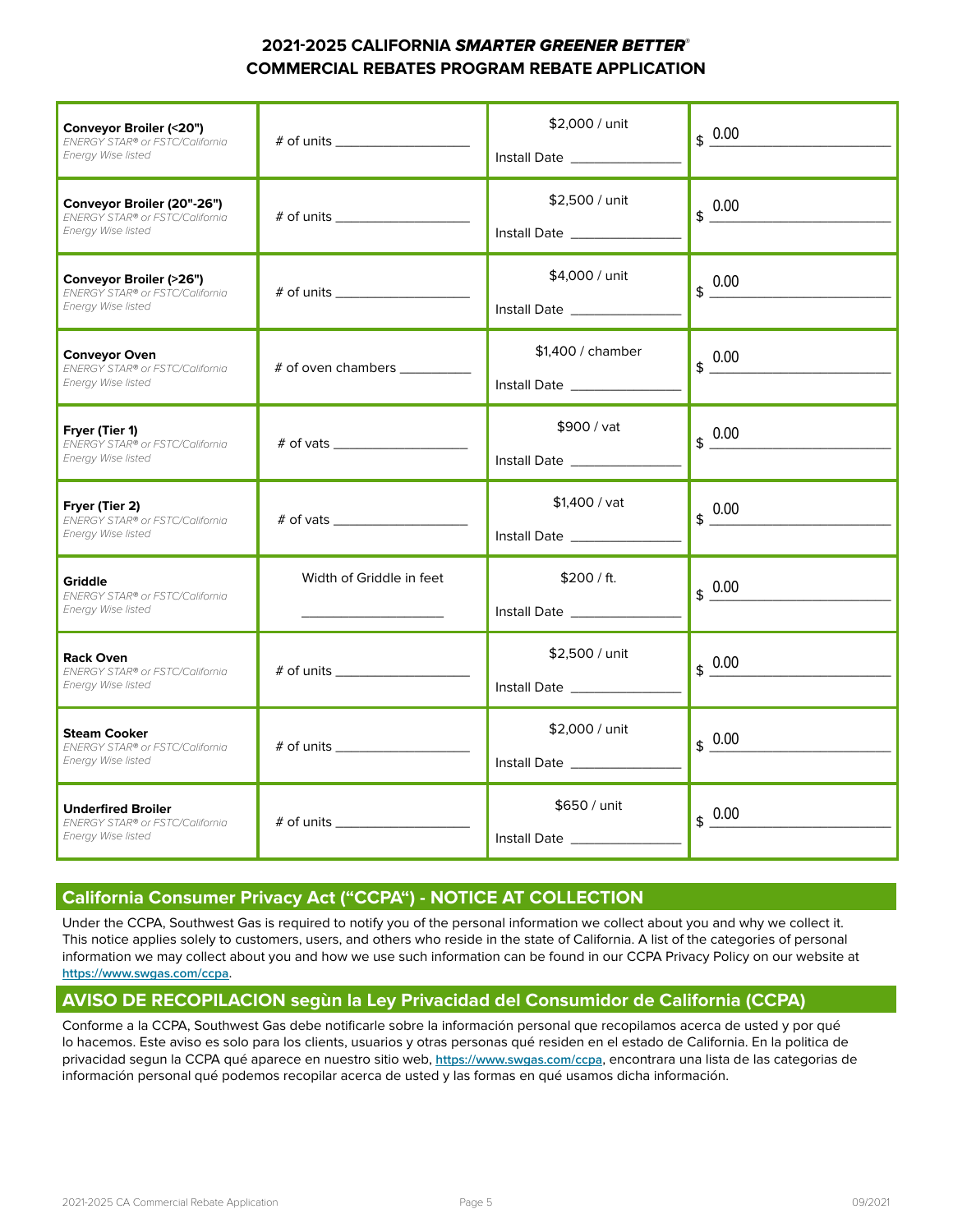## 2021-2025 CALIFORNIA *SMARTER GREENER BETTER*®
## COMMERCIAL REBATES PROGRAM REBATE APPLICATION

| | | | |
|---|---|---|---|
| **Conveyor Broiler (<20")** *ENERGY STAR® or FSTC/California Energy Wise listed* | # of units ___________ | $2,000 / unit Install Date ___________ | $ 0.00 |
| **Conveyor Broiler (20"-26")** *ENERGY STAR® or FSTC/California Energy Wise listed* | # of units ___________ | $2,500 / unit Install Date ___________ | $ 0.00 |
| **Conveyor Broiler (>26")** *ENERGY STAR® or FSTC/California Energy Wise listed* | # of units ___________ | $4,000 / unit Install Date ___________ | $ 0.00 |
| **Conveyor Oven** *ENERGY STAR® or FSTC/California Energy Wise listed* | # of oven chambers ___________ | $1,400 / chamber Install Date ___________ | $ 0.00 |
| **Fryer (Tier 1)** *ENERGY STAR® or FSTC/California Energy Wise listed* | # of vats ___________ | $900 / vat Install Date ___________ | $ 0.00 |
| **Fryer (Tier 2)** *ENERGY STAR® or FSTC/California Energy Wise listed* | # of vats ___________ | $1,400 / vat Install Date ___________ | $ 0.00 |
| **Griddle** *ENERGY STAR® or FSTC/California Energy Wise listed* | Width of Griddle in feet ___________ | $200 / ft. Install Date ___________ | $ 0.00 |
| **Rack Oven** *ENERGY STAR® or FSTC/California Energy Wise listed* | # of units ___________ | $2,500 / unit Install Date ___________ | $ 0.00 |
| **Steam Cooker** *ENERGY STAR® or FSTC/California Energy Wise listed* | # of units ___________ | $2,000 / unit Install Date ___________ | $ 0.00 |
| **Underfired Broiler** *ENERGY STAR® or FSTC/California Energy Wise listed* | # of units ___________ | $650 / unit Install Date ___________ | $ 0.00 |

## California Consumer Privacy Act ("CCPA") - NOTICE AT COLLECTION

Under the CCPA, Southwest Gas is required to notify you of the personal information we collect about you and why we collect it. This notice applies solely to customers, users, and others who reside in the state of California. A list of the categories of personal information we may collect about you and how we use such information can be found in our CCPA Privacy Policy on our website at https://www.swgas.com/ccpa.

## AVISO DE RECOPILACION segùn la Ley Privacidad del Consumidor de California (CCPA)

Conforme a la CCPA, Southwest Gas debe notificarle sobre la información personal que recopilamos acerca de usted y por qué lo hacemos. Este aviso es solo para los clients, usuarios y otras personas qué residen en el estado de California. En la politica de privacidad segun la CCPA qué aparece en nuestro sitio web, https://www.swgas.com/ccpa, encontrara una lista de las categorias de información personal qué podemos recopilar acerca de usted y las formas en qué usamos dicha información.